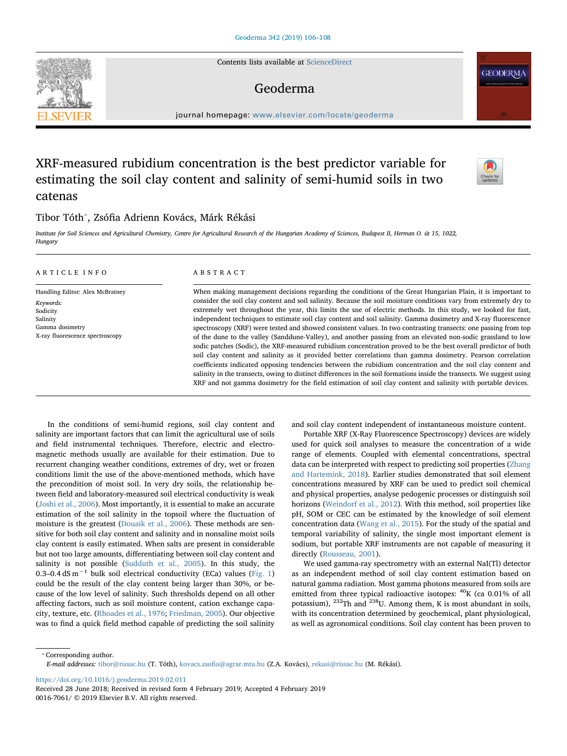# XRF-measured rubidium concentration is the best predictor variable for estimating the soil clay content and salinity of semi-humid soils in two catenas

Tibor Tóth*, Zsófia Adrienn Kovács, Márk Rékási

*Institute for Soil Sciences and Agricultural Chemistry, Centre for Agricultural Research of the Hungarian Academy of Sciences, Budapest II, Herman O. út 15, 1022, Hungary*

## ARTICLE INFO

Handling Editor: Alex McBratney

*Keywords:*
Sodicity
Salinity
Gamma dosimetry
X-ray fluorescence spectroscopy

## ABSTRACT

When making management decisions regarding the conditions of the Great Hungarian Plain, it is important to consider the soil clay content and soil salinity. Because the soil moisture conditions vary from extremely dry to extremely wet throughout the year, this limits the use of electric methods. In this study, we looked for fast, independent techniques to estimate soil clay content and soil salinity. Gamma dosimetry and X-ray fluorescence spectroscopy (XRF) were tested and showed consistent values. In two contrasting transects: one passing from top of the dune to the valley (Sanddune-Valley), and another passing from an elevated non-sodic grassland to low sodic patches (Sodic), the XRF-measured rubidium concentration proved to be the best overall predictor of both soil clay content and salinity as it provided better correlations than gamma dosimetry. Pearson correlation coefficients indicated opposing tendencies between the rubidium concentration and the soil clay content and salinity in the transects, owing to distinct differences in the soil formations inside the transects. We suggest using XRF and not gamma dosimetry for the field estimation of soil clay content and salinity with portable devices.

In the conditions of semi-humid regions, soil clay content and salinity are important factors that can limit the agricultural use of soils and field instrumental techniques. Therefore, electric and electromagnetic methods usually are available for their estimation. Due to recurrent changing weather conditions, extremes of dry, wet or frozen conditions limit the use of the above-mentioned methods, which have the precondition of moist soil. In very dry soils, the relationship between field and laboratory-measured soil electrical conductivity is weak (Joshi et al., 2006). Most importantly, it is essential to make an accurate estimation of the soil salinity in the topsoil where the fluctuation of moisture is the greatest (Douaik et al., 2006). These methods are sensitive for both soil clay content and salinity and in nonsaline moist soils clay content is easily estimated. When salts are present in considerable but not too large amounts, differentiating between soil clay content and salinity is not possible (Sudduth et al., 2005). In this study, the 0.3–0.4 $dS\,m^{-1}$ bulk soil electrical conductivity (ECa) values (Fig. 1) could be the result of the clay content being larger than 30%, or because of the low level of salinity. Such thresholds depend on all other affecting factors, such as soil moisture content, cation exchange capacity, texture, etc. (Rhoades et al., 1976; Friedman, 2005). Our objective was to find a quick field method capable of predicting the soil salinity and soil clay content independent of instantaneous moisture content.

Portable XRF (X-Ray Fluorescence Spectroscopy) devices are widely used for quick soil analyses to measure the concentration of a wide range of elements. Coupled with elemental concentrations, spectral data can be interpreted with respect to predicting soil properties (Zhang and Hartemink, 2018). Earlier studies demonstrated that soil element concentrations measured by XRF can be used to predict soil chemical and physical properties, analyse pedogenic processes or distinguish soil horizons (Weindorf et al., 2012). With this method, soil properties like pH, SOM or CEC can be estimated by the knowledge of soil element concentration data (Wang et al., 2015). For the study of the spatial and temporal variability of salinity, the single most important element is sodium, but portable XRF instruments are not capable of measuring it directly (Rousseau, 2001).

We used gamma-ray spectrometry with an external NaI(Tl) detector as an independent method of soil clay content estimation based on natural gamma radiation. Most gamma photons measured from soils are emitted from three typical radioactive isotopes: $^{40}K$ (ca 0.01% of all potassium), $^{232}Th$ and $^{238}U$. Among them, K is most abundant in soils, with its concentration determined by geochemical, plant physiological, as well as agronomical conditions. Soil clay content has been proven to

* Corresponding author.
*E-mail addresses:* tibor@rissac.hu (T. Tóth), kovacs.zsofia@agrar.mta.hu (Z.A. Kovács), rekasi@rissac.hu (M. Rékási).

https://doi.org/10.1016/j.geoderma.2019.02.011
Received 28 June 2018; Received in revised form 4 February 2019; Accepted 4 February 2019
0016-7061/ © 2019 Elsevier B.V. All rights reserved.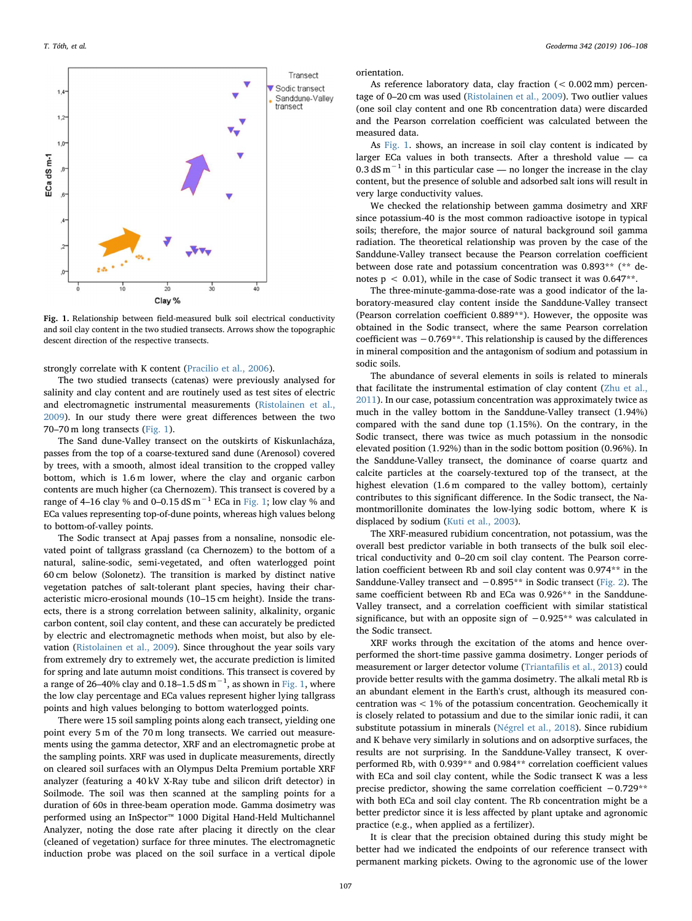**Fig. 1.** Relationship between field-measured bulk soil electrical conductivity and soil clay content in the two studied transects. Arrows show the topographic descent direction of the respective transects.

strongly correlate with K content (Pracilio et al., 2006).

The two studied transects (catenas) were previously analysed for salinity and clay content and are routinely used as test sites of electric and electromagnetic instrumental measurements (Ristolainen et al., 2009). In our study there were great differences between the two 70–70 m long transects (Fig. 1).

The Sand dune-Valley transect on the outskirts of Kiskunlacháza, passes from the top of a coarse-textured sand dune (Arenosol) covered by trees, with a smooth, almost ideal transition to the cropped valley bottom, which is 1.6 m lower, where the clay and organic carbon contents are much higher (ca Chernozem). This transect is covered by a range of 4–16 clay % and 0–0.15 dS $m^{-1}$ ECa in Fig. 1; low clay % and ECa values representing top-of-dune points, whereas high values belong to bottom-of-valley points.

The Sodic transect at Apaj passes from a nonsaline, nonsodic elevated point of tallgrass grassland (ca Chernozem) to the bottom of a natural, saline-sodic, semi-vegetated, and often waterlogged point 60 cm below (Solonetz). The transition is marked by distinct native vegetation patches of salt-tolerant plant species, having their characteristic micro-erosional mounds (10–15 cm height). Inside the transects, there is a strong correlation between salinity, alkalinity, organic carbon content, soil clay content, and these can accurately be predicted by electric and electromagnetic methods when moist, but also by elevation (Ristolainen et al., 2009). Since throughout the year soils vary from extremely dry to extremely wet, the accurate prediction is limited for spring and late autumn moist conditions. This transect is covered by a range of 26–40% clay and 0.18–1.5 dS $m^{-1}$, as shown in Fig. 1, where the low clay percentage and ECa values represent higher lying tallgrass points and high values belonging to bottom waterlogged points.

There were 15 soil sampling points along each transect, yielding one point every 5 m of the 70 m long transects. We carried out measurements using the gamma detector, XRF and an electromagnetic probe at all the sampling points. XRF was used in duplicate measurements, directly on cleared soil surfaces with an Olympus Delta Premium portable XRF analyzer (featuring a 40 kV X-Ray tube and silicon drift detector) in Soilmode. The soil was then scanned at the sampling points for a duration of 60s in three-beam operation mode. Gamma dosimetry was performed using an InSpector™ 1000 Digital Hand-Held Multichannel Analyzer, noting the dose rate after placing it directly on the surface (cleaned of vegetation) surface for three minutes. The electromagnetic induction probe was placed on the soil surface in a vertical dipole orientation.

As reference laboratory data, clay fraction (< 0.002 mm) percentage of 0–20 cm was used (Ristolainen et al., 2009). Two outlier values (one soil clay content and one Rb concentration data) were discarded and the Pearson correlation coefficient was calculated between the measured data.

As Fig. 1. shows, an increase in soil clay content is indicated by larger ECa values in both transects. After a threshold value — ca 0.3 dS $m^{-1}$ in this particular case — no longer the increase in the clay content, but the presence of soluble and adsorbed salt ions will result in very large conductivity values.

We checked the relationship between gamma dosimetry and XRF since potassium-40 is the most common radioactive isotope in typical soils; therefore, the major source of natural background soil gamma radiation. The theoretical relationship was proven by the case of the Sanddune-Valley transect because the Pearson correlation coefficient between dose rate and potassium concentration was 0.893** (** denotes $p < 0.01$), while in the case of Sodic transect it was 0.647**.

The three-minute-gamma-dose-rate was a good indicator of the laboratory-measured clay content inside the Sanddune-Valley transect (Pearson correlation coefficient 0.889**). However, the opposite was obtained in the Sodic transect, where the same Pearson correlation coefficient was −0.769**. This relationship is caused by the differences in mineral composition and the antagonism of sodium and potassium in sodic soils.

The abundance of several elements in soils is related to minerals that facilitate the instrumental estimation of clay content (Zhu et al., 2011). In our case, potassium concentration was approximately twice as much in the valley bottom in the Sanddune-Valley transect (1.94%) compared with the sand dune top (1.15%). On the contrary, in the Sodic transect, there was twice as much potassium in the nonsodic elevated position (1.92%) than in the sodic bottom position (0.96%). In the Sanddune-Valley transect, the dominance of coarse quartz and calcite particles at the coarsely-textured top of the transect, at the highest elevation (1.6 m compared to the valley bottom), certainly contributes to this significant difference. In the Sodic transect, the Na-montmorillonite dominates the low-lying sodic bottom, where K is displaced by sodium (Kuti et al., 2003).

The XRF-measured rubidium concentration, not potassium, was the overall best predictor variable in both transects of the bulk soil electrical conductivity and 0–20 cm soil clay content. The Pearson correlation coefficient between Rb and soil clay content was 0.974** in the Sanddune-Valley transect and −0.895** in Sodic transect (Fig. 2). The same coefficient between Rb and ECa was 0.926** in the Sanddune-Valley transect, and a correlation coefficient with similar statistical significance, but with an opposite sign of −0.925** was calculated in the Sodic transect.

XRF works through the excitation of the atoms and hence overperformed the short-time passive gamma dosimetry. Longer periods of measurement or larger detector volume (Triantafilis et al., 2013) could provide better results with the gamma dosimetry. The alkali metal Rb is an abundant element in the Earth's crust, although its measured concentration was < 1% of the potassium concentration. Geochemically it is closely related to potassium and due to the similar ionic radii, it can substitute potassium in minerals (Négrel et al., 2018). Since rubidium and K behave very similarly in solutions and on adsorptive surfaces, the results are not surprising. In the Sanddune-Valley transect, K overperformed Rb, with 0.939** and 0.984** correlation coefficient values with ECa and soil clay content, while the Sodic transect K was a less precise predictor, showing the same correlation coefficient −0.729** with both ECa and soil clay content. The Rb concentration might be a better predictor since it is less affected by plant uptake and agronomic practice (e.g., when applied as a fertilizer).

It is clear that the precision obtained during this study might be better had we indicated the endpoints of our reference transect with permanent marking pickets. Owing to the agronomic use of the lower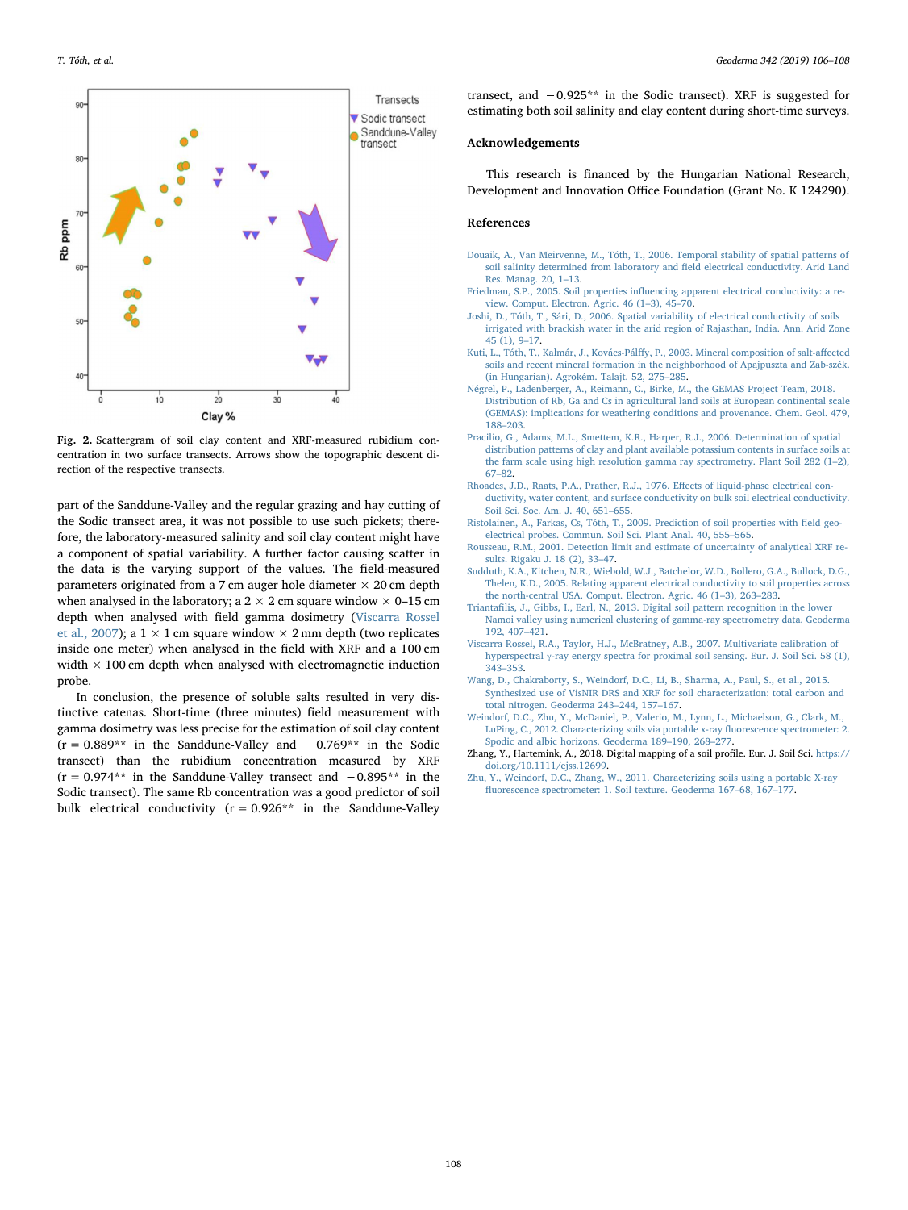Transects
Sodic transect
Sanddune-Valley transect

Rb ppm

90
80
70
60
50
40

0
10
20
30
40

Clay %

**Fig. 2.** Scattergram of soil clay content and XRF-measured rubidium concentration in two surface transects. Arrows show the topographic descent direction of the respective transects.

part of the Sanddune-Valley and the regular grazing and hay cutting of the Sodic transect area, it was not possible to use such pickets; therefore, the laboratory-measured salinity and soil clay content might have a component of spatial variability. A further factor causing scatter in the data is the varying support of the values. The field-measured parameters originated from a 7 cm auger hole diameter × 20 cm depth when analysed in the laboratory; a 2 × 2 cm square window × 0–15 cm depth when analysed with field gamma dosimetry (Viscarra Rossel et al., 2007); a 1 × 1 cm square window × 2 mm depth (two replicates inside one meter) when analysed in the field with XRF and a 100 cm width × 100 cm depth when analysed with electromagnetic induction probe.

In conclusion, the presence of soluble salts resulted in very distinctive catenas. Short-time (three minutes) field measurement with gamma dosimetry was less precise for the estimation of soil clay content ($r = 0.889^{**}$ in the Sanddune-Valley and $-0.769^{**}$ in the Sodic transect) than the rubidium concentration measured by XRF ($r = 0.974^{**}$ in the Sanddune-Valley transect and $-0.895^{**}$ in the Sodic transect). The same Rb concentration was a good predictor of soil bulk electrical conductivity ($r = 0.926^{**}$ in the Sanddune-Valley transect, and $-0.925^{**}$ in the Sodic transect). XRF is suggested for estimating both soil salinity and clay content during short-time surveys.

## Acknowledgements

This research is financed by the Hungarian National Research, Development and Innovation Office Foundation (Grant No. K 124290).

## References

Douaik, A., Van Meirvenne, M., Tóth, T., 2006. Temporal stability of spatial patterns of soil salinity determined from laboratory and field electrical conductivity. Arid Land Res. Manag. 20, 1–13.

Friedman, S.P., 2005. Soil properties influencing apparent electrical conductivity: a review. Comput. Electron. Agric. 46 (1–3), 45–70.

Joshi, D., Tóth, T., Sári, D., 2006. Spatial variability of electrical conductivity of soils irrigated with brackish water in the arid region of Rajasthan, India. Ann. Arid Zone 45 (1), 9–17.

Kuti, L., Tóth, T., Kalmár, J., Kovács-Pálffy, P., 2003. Mineral composition of salt-affected soils and recent mineral formation in the neighborhood of Apajpuszta and Zab-szék. (in Hungarian). Agrokém. Talajt. 52, 275–285.

Négrel, P., Ladenberger, A., Reimann, C., Birke, M., the GEMAS Project Team, 2018. Distribution of Rb, Ga and Cs in agricultural land soils at European continental scale (GEMAS): implications for weathering conditions and provenance. Chem. Geol. 479, 188–203.

Pracilio, G., Adams, M.L., Smettem, K.R., Harper, R.J., 2006. Determination of spatial distribution patterns of clay and plant available potassium contents in surface soils at the farm scale using high resolution gamma ray spectrometry. Plant Soil 282 (1–2), 67–82.

Rhoades, J.D., Raats, P.A., Prather, R.J., 1976. Effects of liquid-phase electrical conductivity, water content, and surface conductivity on bulk soil electrical conductivity. Soil Sci. Soc. Am. J. 40, 651–655.

Ristolainen, A., Farkas, Cs, Tóth, T., 2009. Prediction of soil properties with field geoelectrical probes. Commun. Soil Sci. Plant Anal. 40, 555–565.

Rousseau, R.M., 2001. Detection limit and estimate of uncertainty of analytical XRF results. Rigaku J. 18 (2), 33–47.

Sudduth, K.A., Kitchen, N.R., Wiebold, W.J., Batchelor, W.D., Bollero, G.A., Bullock, D.G., Thelen, K.D., 2005. Relating apparent electrical conductivity to soil properties across the north-central USA. Comput. Electron. Agric. 46 (1–3), 263–283.

Triantafilis, J., Gibbs, I., Earl, N., 2013. Digital soil pattern recognition in the lower Namoi valley using numerical clustering of gamma-ray spectrometry data. Geoderma 192, 407–421.

Viscarra Rossel, R.A., Taylor, H.J., McBratney, A.B., 2007. Multivariate calibration of hyperspectral γ-ray energy spectra for proximal soil sensing. Eur. J. Soil Sci. 58 (1), 343–353.

Wang, D., Chakraborty, S., Weindorf, D.C., Li, B., Sharma, A., Paul, S., et al., 2015. Synthesized use of VisNIR DRS and XRF for soil characterization: total carbon and total nitrogen. Geoderma 243–244, 157–167.

Weindorf, D.C., Zhu, Y., McDaniel, P., Valerio, M., Lynn, L., Michaelson, G., Clark, M., LuPing, C., 2012. Characterizing soils via portable x-ray fluorescence spectrometer: 2. Spodic and albic horizons. Geoderma 189–190, 268–277.

Zhang, Y., Hartemink, A., 2018. Digital mapping of a soil profile. Eur. J. Soil Sci. https://doi.org/10.1111/ejss.12699.

Zhu, Y., Weindorf, D.C., Zhang, W., 2011. Characterizing soils using a portable X-ray fluorescence spectrometer: 1. Soil texture. Geoderma 167–68, 167–177.